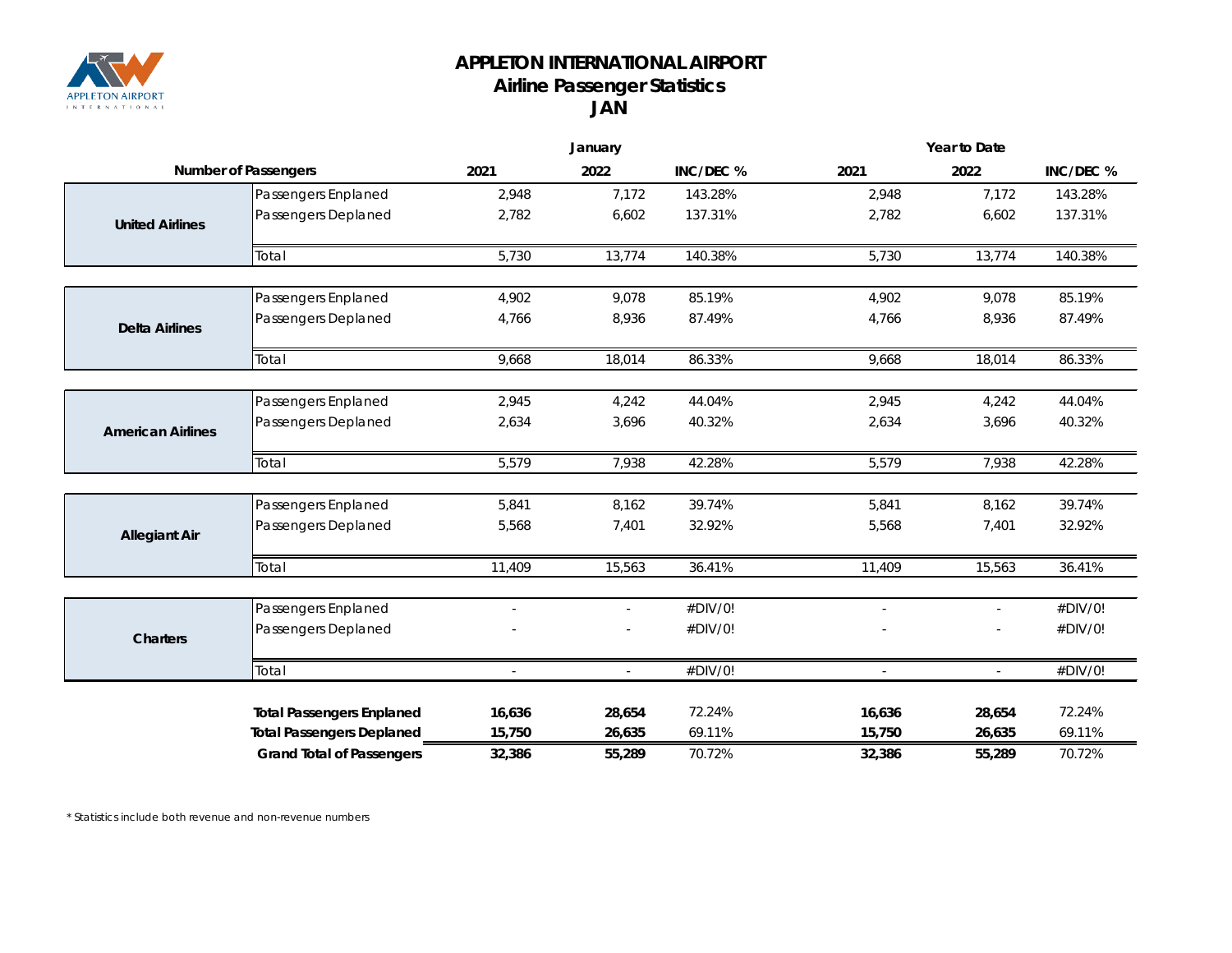# APPLETON INTERNATIONAL AIRPORT
## Airline Passenger Statistics
## JAN

| Number of Passengers | | January | | | Year to Date | | |
|---|---|---|---|---|---|---|---|
| | | 2021 | 2022 | INC/DEC % | 2021 | 2022 | INC/DEC % |
| **United Airlines** | Passengers Enplaned | 2,948 | 7,172 | 143.28% | 2,948 | 7,172 | 143.28% |
| | Passengers Deplaned | 2,782 | 6,602 | 137.31% | 2,782 | 6,602 | 137.31% |
| | Total | 5,730 | 13,774 | 140.38% | 5,730 | 13,774 | 140.38% |
| **Delta Airlines** | Passengers Enplaned | 4,902 | 9,078 | 85.19% | 4,902 | 9,078 | 85.19% |
| | Passengers Deplaned | 4,766 | 8,936 | 87.49% | 4,766 | 8,936 | 87.49% |
| | Total | 9,668 | 18,014 | 86.33% | 9,668 | 18,014 | 86.33% |
| **American Airlines** | Passengers Enplaned | 2,945 | 4,242 | 44.04% | 2,945 | 4,242 | 44.04% |
| | Passengers Deplaned | 2,634 | 3,696 | 40.32% | 2,634 | 3,696 | 40.32% |
| | Total | 5,579 | 7,938 | 42.28% | 5,579 | 7,938 | 42.28% |
| **Allegiant Air** | Passengers Enplaned | 5,841 | 8,162 | 39.74% | 5,841 | 8,162 | 39.74% |
| | Passengers Deplaned | 5,568 | 7,401 | 32.92% | 5,568 | 7,401 | 32.92% |
| | Total | 11,409 | 15,563 | 36.41% | 11,409 | 15,563 | 36.41% |
| **Charters** | Passengers Enplaned | - | - | #DIV/0! | - | - | #DIV/0! |
| | Passengers Deplaned | - | - | #DIV/0! | - | - | #DIV/0! |
| | Total | - | - | #DIV/0! | - | - | #DIV/0! |
| | **Total Passengers Enplaned** | **16,636** | **28,654** | 72.24% | **16,636** | **28,654** | 72.24% |
| | **Total Passengers Deplaned** | **15,750** | **26,635** | 69.11% | **15,750** | **26,635** | 69.11% |
| | **Grand Total of Passengers** | **32,386** | **55,289** | 70.72% | **32,386** | **55,289** | 70.72% |

* Statistics include both revenue and non-revenue numbers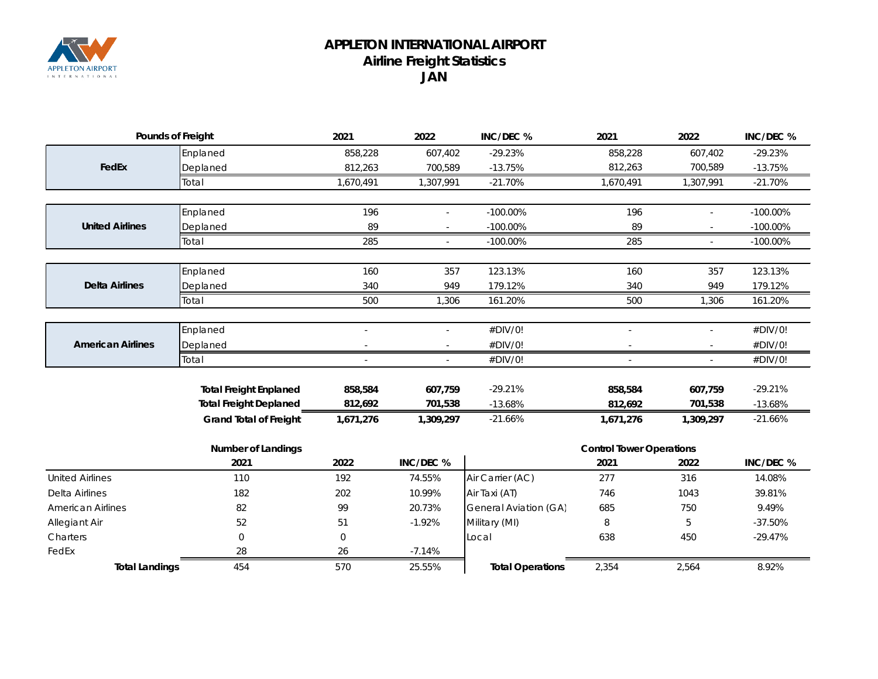# APPLETON INTERNATIONAL AIRPORT
## Airline Freight Statistics
## JAN

| Pounds of Freight | | 2021 | 2022 | INC/DEC % | 2021 | 2022 | INC/DEC % |
|---|---|---|---|---|---|---|---|
| **FedEx** | Enplaned | 858,228 | 607,402 | -29.23% | 858,228 | 607,402 | -29.23% |
| | Deplaned | 812,263 | 700,589 | -13.75% | 812,263 | 700,589 | -13.75% |
| | Total | 1,670,491 | 1,307,991 | -21.70% | 1,670,491 | 1,307,991 | -21.70% |
| **United Airlines** | Enplaned | 196 | - | -100.00% | 196 | - | -100.00% |
| | Deplaned | 89 | - | -100.00% | 89 | - | -100.00% |
| | Total | 285 | - | -100.00% | 285 | - | -100.00% |
| **Delta Airlines** | Enplaned | 160 | 357 | 123.13% | 160 | 357 | 123.13% |
| | Deplaned | 340 | 949 | 179.12% | 340 | 949 | 179.12% |
| | Total | 500 | 1,306 | 161.20% | 500 | 1,306 | 161.20% |
| **American Airlines** | Enplaned | - | - | #DIV/0! | - | - | #DIV/0! |
| | Deplaned | - | - | #DIV/0! | - | - | #DIV/0! |
| | Total | - | - | #DIV/0! | - | - | #DIV/0! |
| | **Total Freight Enplaned** | **858,584** | **607,759** | -29.21% | **858,584** | **607,759** | -29.21% |
| | **Total Freight Deplaned** | **812,692** | **701,538** | -13.68% | **812,692** | **701,538** | -13.68% |
| | **Grand Total of Freight** | **1,671,276** | **1,309,297** | -21.66% | **1,671,276** | **1,309,297** | -21.66% |

| Number of Landings | 2021 | 2022 | INC/DEC % |
|---|---|---|---|
| United Airlines | 110 | 192 | 74.55% |
| Delta Airlines | 182 | 202 | 10.99% |
| American Airlines | 82 | 99 | 20.73% |
| Allegiant Air | 52 | 51 | -1.92% |
| Charters | 0 | 0 | |
| FedEx | 28 | 26 | -7.14% |
| **Total Landings** | 454 | 570 | 25.55% |

| Control Tower Operations | 2021 | 2022 | INC/DEC % |
|---|---|---|---|
| Air Carrier (AC) | 277 | 316 | 14.08% |
| Air Taxi (AT) | 746 | 1043 | 39.81% |
| General Aviation (GA) | 685 | 750 | 9.49% |
| Military (MI) | 8 | 5 | -37.50% |
| Local | 638 | 450 | -29.47% |
| **Total Operations** | 2,354 | 2,564 | 8.92% |